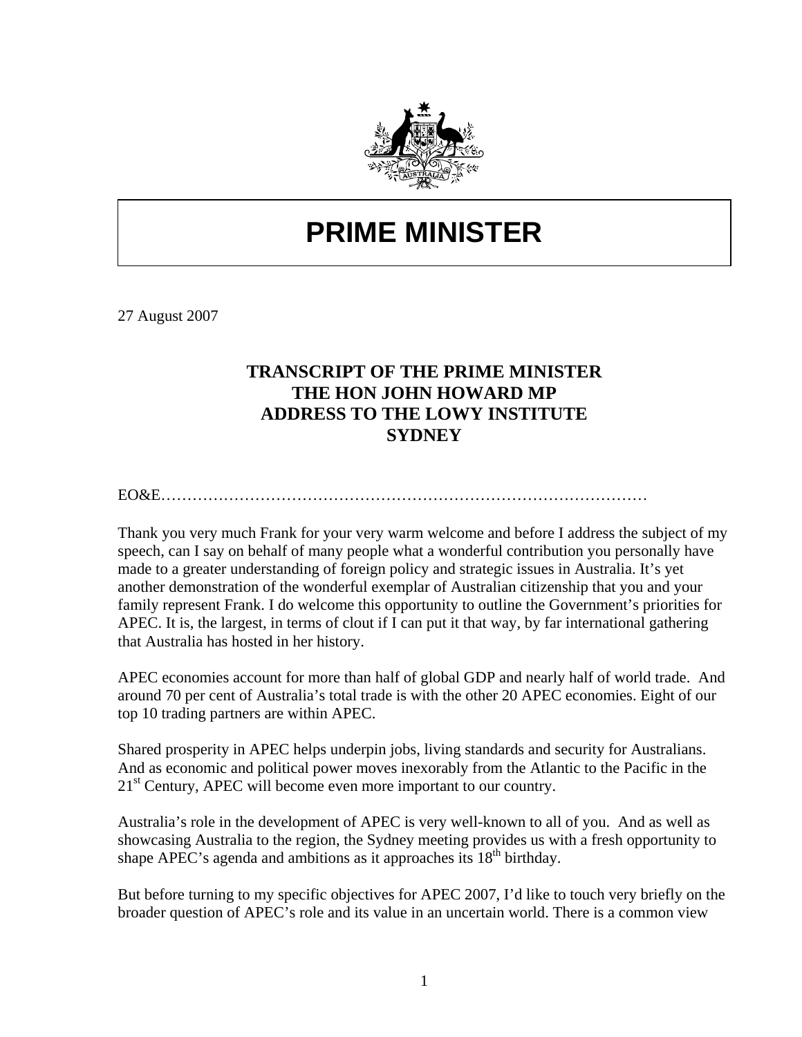# PRIME MINISTER

27 August 2007

## TRANSCRIPT OF THE PRIME MINISTER THE HON JOHN HOWARD MP ADDRESS TO THE LOWY INSTITUTE SYDNEY

EO&E………………………………………………………………………………

Thank you very much Frank for your very warm welcome and before I address the subject of my speech, can I say on behalf of many people what a wonderful contribution you personally have made to a greater understanding of foreign policy and strategic issues in Australia. It's yet another demonstration of the wonderful exemplar of Australian citizenship that you and your family represent Frank. I do welcome this opportunity to outline the Government's priorities for APEC. It is, the largest, in terms of clout if I can put it that way, by far international gathering that Australia has hosted in her history.

APEC economies account for more than half of global GDP and nearly half of world trade. And around 70 per cent of Australia's total trade is with the other 20 APEC economies. Eight of our top 10 trading partners are within APEC.

Shared prosperity in APEC helps underpin jobs, living standards and security for Australians. And as economic and political power moves inexorably from the Atlantic to the Pacific in the 21st Century, APEC will become even more important to our country.

Australia's role in the development of APEC is very well-known to all of you. And as well as showcasing Australia to the region, the Sydney meeting provides us with a fresh opportunity to shape APEC's agenda and ambitions as it approaches its 18th birthday.

But before turning to my specific objectives for APEC 2007, I'd like to touch very briefly on the broader question of APEC's role and its value in an uncertain world. There is a common view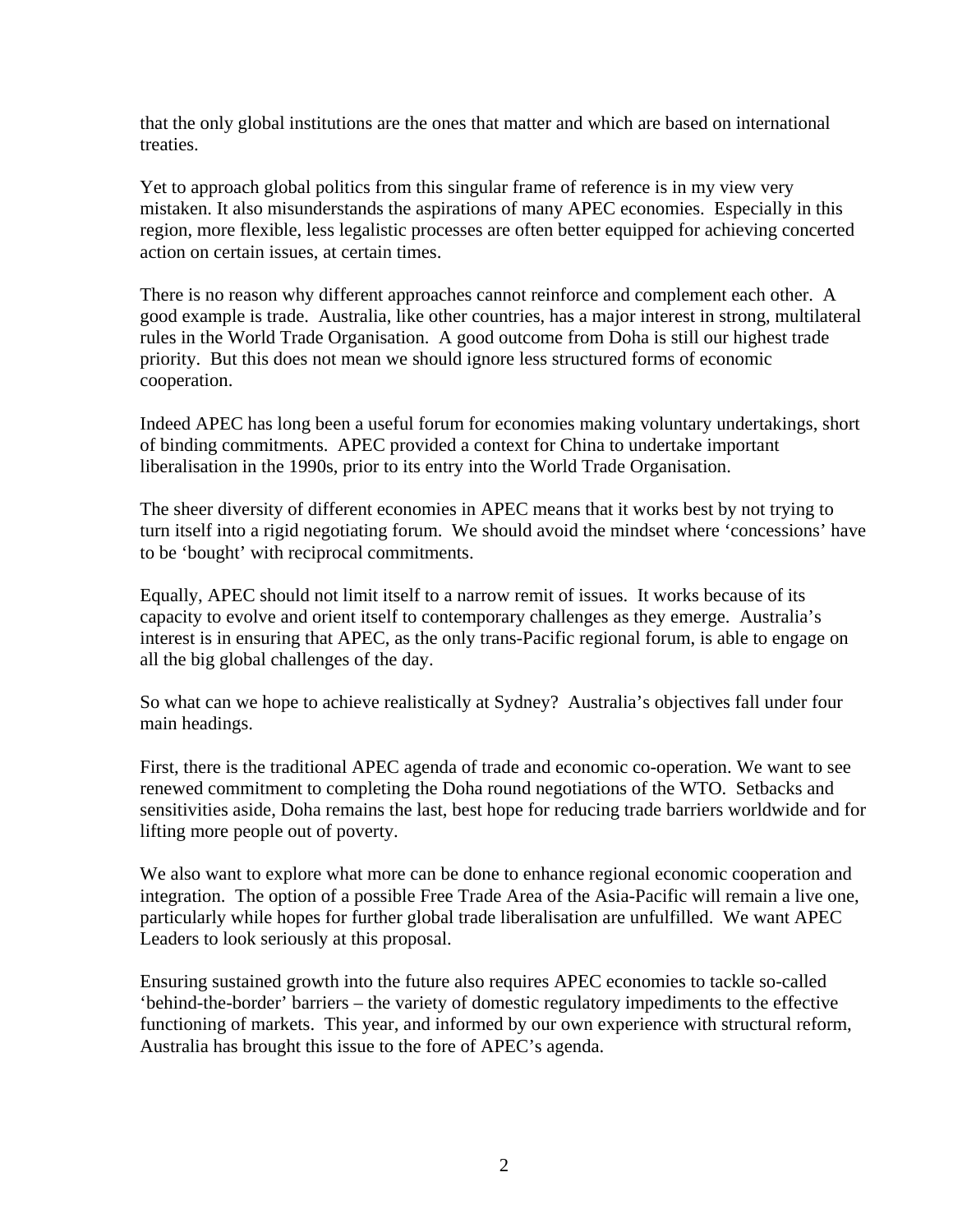that the only global institutions are the ones that matter and which are based on international treaties.

Yet to approach global politics from this singular frame of reference is in my view very mistaken. It also misunderstands the aspirations of many APEC economies. Especially in this region, more flexible, less legalistic processes are often better equipped for achieving concerted action on certain issues, at certain times.

There is no reason why different approaches cannot reinforce and complement each other. A good example is trade. Australia, like other countries, has a major interest in strong, multilateral rules in the World Trade Organisation. A good outcome from Doha is still our highest trade priority. But this does not mean we should ignore less structured forms of economic cooperation.

Indeed APEC has long been a useful forum for economies making voluntary undertakings, short of binding commitments. APEC provided a context for China to undertake important liberalisation in the 1990s, prior to its entry into the World Trade Organisation.

The sheer diversity of different economies in APEC means that it works best by not trying to turn itself into a rigid negotiating forum. We should avoid the mindset where 'concessions' have to be 'bought' with reciprocal commitments.

Equally, APEC should not limit itself to a narrow remit of issues. It works because of its capacity to evolve and orient itself to contemporary challenges as they emerge. Australia's interest is in ensuring that APEC, as the only trans-Pacific regional forum, is able to engage on all the big global challenges of the day.

So what can we hope to achieve realistically at Sydney? Australia's objectives fall under four main headings.

First, there is the traditional APEC agenda of trade and economic co-operation. We want to see renewed commitment to completing the Doha round negotiations of the WTO. Setbacks and sensitivities aside, Doha remains the last, best hope for reducing trade barriers worldwide and for lifting more people out of poverty.

We also want to explore what more can be done to enhance regional economic cooperation and integration. The option of a possible Free Trade Area of the Asia-Pacific will remain a live one, particularly while hopes for further global trade liberalisation are unfulfilled. We want APEC Leaders to look seriously at this proposal.

Ensuring sustained growth into the future also requires APEC economies to tackle so-called 'behind-the-border' barriers – the variety of domestic regulatory impediments to the effective functioning of markets. This year, and informed by our own experience with structural reform, Australia has brought this issue to the fore of APEC's agenda.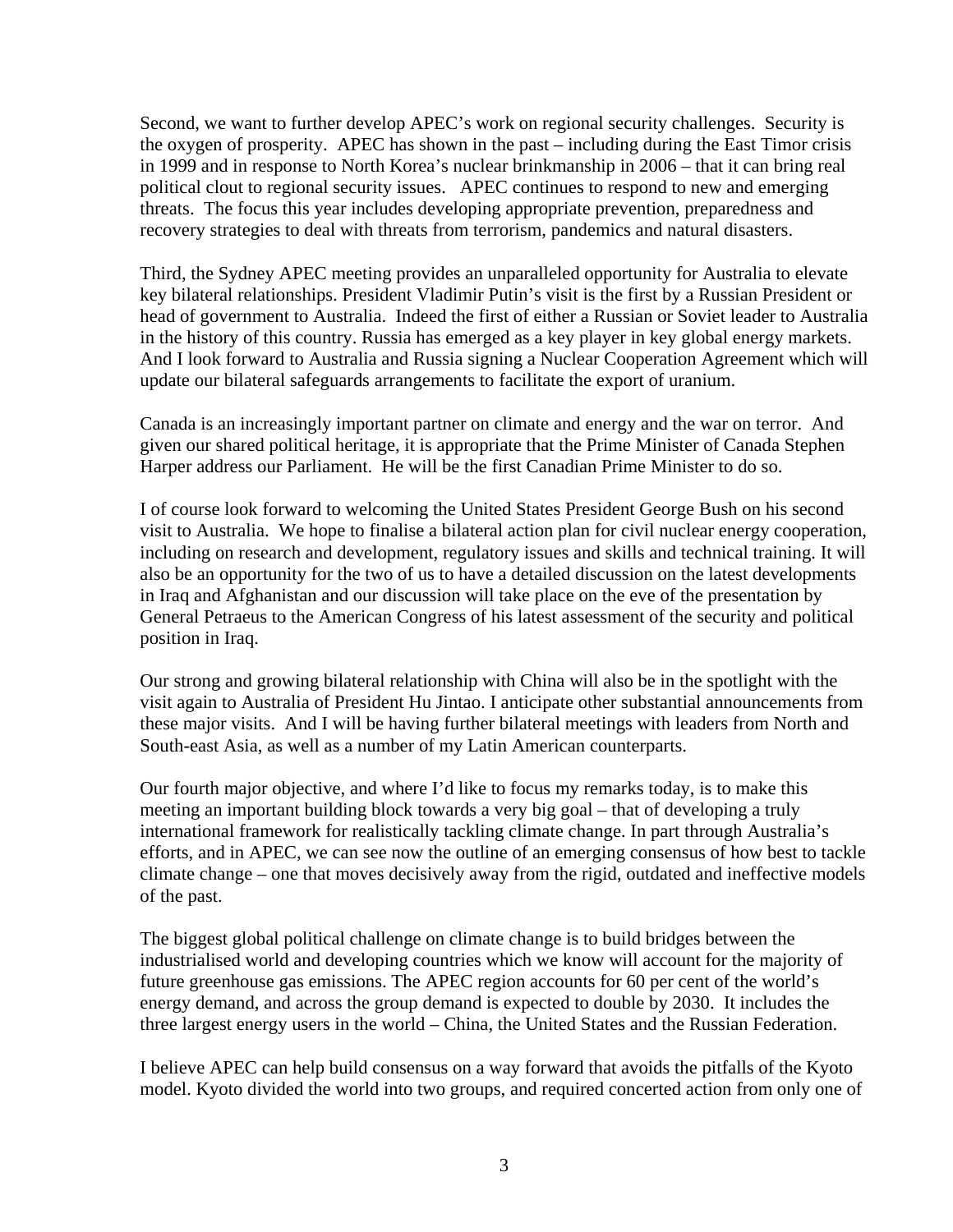Second, we want to further develop APEC's work on regional security challenges. Security is the oxygen of prosperity. APEC has shown in the past – including during the East Timor crisis in 1999 and in response to North Korea's nuclear brinkmanship in 2006 – that it can bring real political clout to regional security issues. APEC continues to respond to new and emerging threats. The focus this year includes developing appropriate prevention, preparedness and recovery strategies to deal with threats from terrorism, pandemics and natural disasters.

Third, the Sydney APEC meeting provides an unparalleled opportunity for Australia to elevate key bilateral relationships. President Vladimir Putin's visit is the first by a Russian President or head of government to Australia. Indeed the first of either a Russian or Soviet leader to Australia in the history of this country. Russia has emerged as a key player in key global energy markets. And I look forward to Australia and Russia signing a Nuclear Cooperation Agreement which will update our bilateral safeguards arrangements to facilitate the export of uranium.

Canada is an increasingly important partner on climate and energy and the war on terror. And given our shared political heritage, it is appropriate that the Prime Minister of Canada Stephen Harper address our Parliament. He will be the first Canadian Prime Minister to do so.

I of course look forward to welcoming the United States President George Bush on his second visit to Australia. We hope to finalise a bilateral action plan for civil nuclear energy cooperation, including on research and development, regulatory issues and skills and technical training. It will also be an opportunity for the two of us to have a detailed discussion on the latest developments in Iraq and Afghanistan and our discussion will take place on the eve of the presentation by General Petraeus to the American Congress of his latest assessment of the security and political position in Iraq.

Our strong and growing bilateral relationship with China will also be in the spotlight with the visit again to Australia of President Hu Jintao. I anticipate other substantial announcements from these major visits. And I will be having further bilateral meetings with leaders from North and South-east Asia, as well as a number of my Latin American counterparts.

Our fourth major objective, and where I'd like to focus my remarks today, is to make this meeting an important building block towards a very big goal – that of developing a truly international framework for realistically tackling climate change. In part through Australia's efforts, and in APEC, we can see now the outline of an emerging consensus of how best to tackle climate change – one that moves decisively away from the rigid, outdated and ineffective models of the past.

The biggest global political challenge on climate change is to build bridges between the industrialised world and developing countries which we know will account for the majority of future greenhouse gas emissions. The APEC region accounts for 60 per cent of the world's energy demand, and across the group demand is expected to double by 2030. It includes the three largest energy users in the world – China, the United States and the Russian Federation.

I believe APEC can help build consensus on a way forward that avoids the pitfalls of the Kyoto model. Kyoto divided the world into two groups, and required concerted action from only one of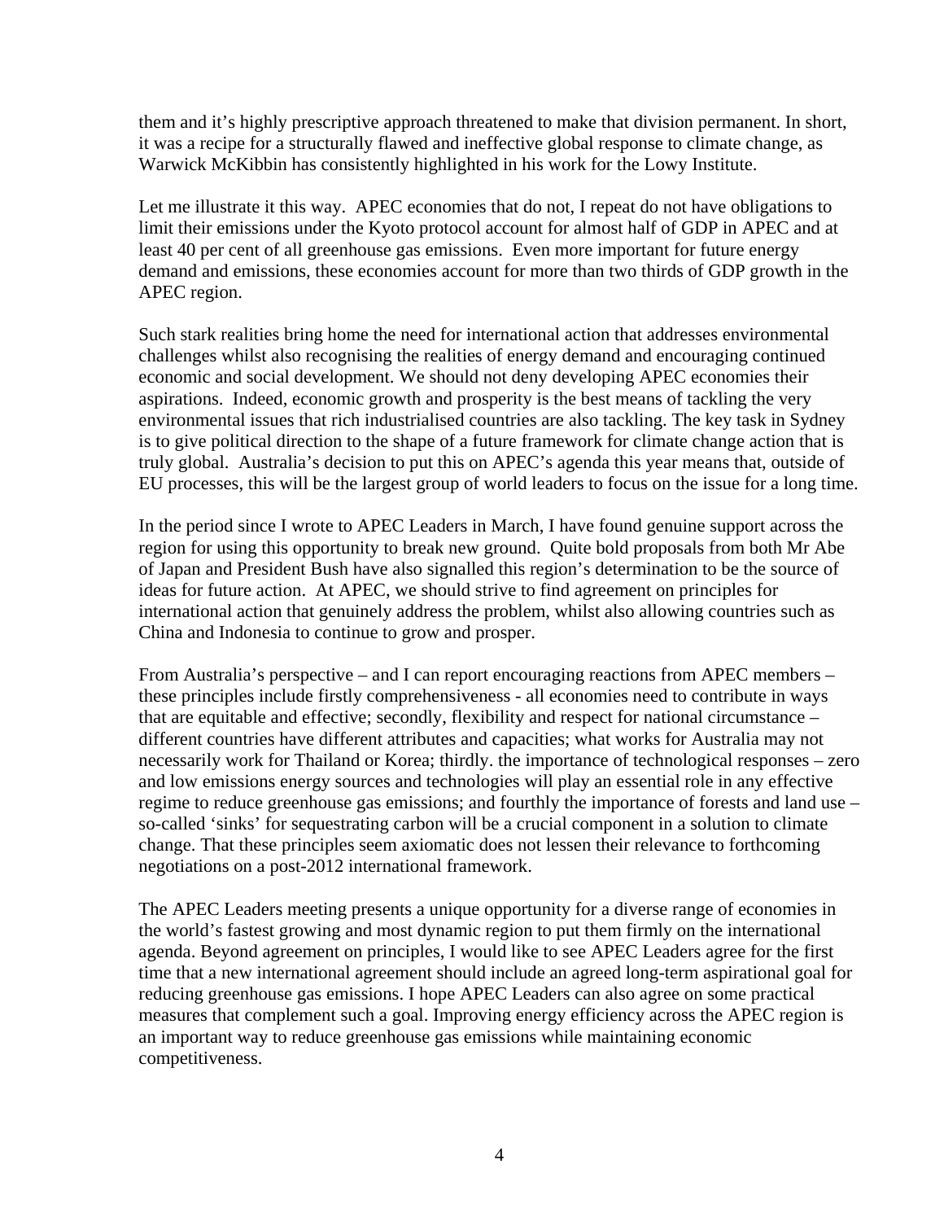them and it's highly prescriptive approach threatened to make that division permanent. In short, it was a recipe for a structurally flawed and ineffective global response to climate change, as Warwick McKibbin has consistently highlighted in his work for the Lowy Institute.

Let me illustrate it this way. APEC economies that do not, I repeat do not have obligations to limit their emissions under the Kyoto protocol account for almost half of GDP in APEC and at least 40 per cent of all greenhouse gas emissions. Even more important for future energy demand and emissions, these economies account for more than two thirds of GDP growth in the APEC region.

Such stark realities bring home the need for international action that addresses environmental challenges whilst also recognising the realities of energy demand and encouraging continued economic and social development. We should not deny developing APEC economies their aspirations. Indeed, economic growth and prosperity is the best means of tackling the very environmental issues that rich industrialised countries are also tackling. The key task in Sydney is to give political direction to the shape of a future framework for climate change action that is truly global. Australia's decision to put this on APEC's agenda this year means that, outside of EU processes, this will be the largest group of world leaders to focus on the issue for a long time.

In the period since I wrote to APEC Leaders in March, I have found genuine support across the region for using this opportunity to break new ground. Quite bold proposals from both Mr Abe of Japan and President Bush have also signalled this region's determination to be the source of ideas for future action. At APEC, we should strive to find agreement on principles for international action that genuinely address the problem, whilst also allowing countries such as China and Indonesia to continue to grow and prosper.

From Australia's perspective – and I can report encouraging reactions from APEC members – these principles include firstly comprehensiveness - all economies need to contribute in ways that are equitable and effective; secondly, flexibility and respect for national circumstance – different countries have different attributes and capacities; what works for Australia may not necessarily work for Thailand or Korea; thirdly. the importance of technological responses – zero and low emissions energy sources and technologies will play an essential role in any effective regime to reduce greenhouse gas emissions; and fourthly the importance of forests and land use – so-called 'sinks' for sequestrating carbon will be a crucial component in a solution to climate change. That these principles seem axiomatic does not lessen their relevance to forthcoming negotiations on a post-2012 international framework.

The APEC Leaders meeting presents a unique opportunity for a diverse range of economies in the world's fastest growing and most dynamic region to put them firmly on the international agenda. Beyond agreement on principles, I would like to see APEC Leaders agree for the first time that a new international agreement should include an agreed long-term aspirational goal for reducing greenhouse gas emissions. I hope APEC Leaders can also agree on some practical measures that complement such a goal. Improving energy efficiency across the APEC region is an important way to reduce greenhouse gas emissions while maintaining economic competitiveness.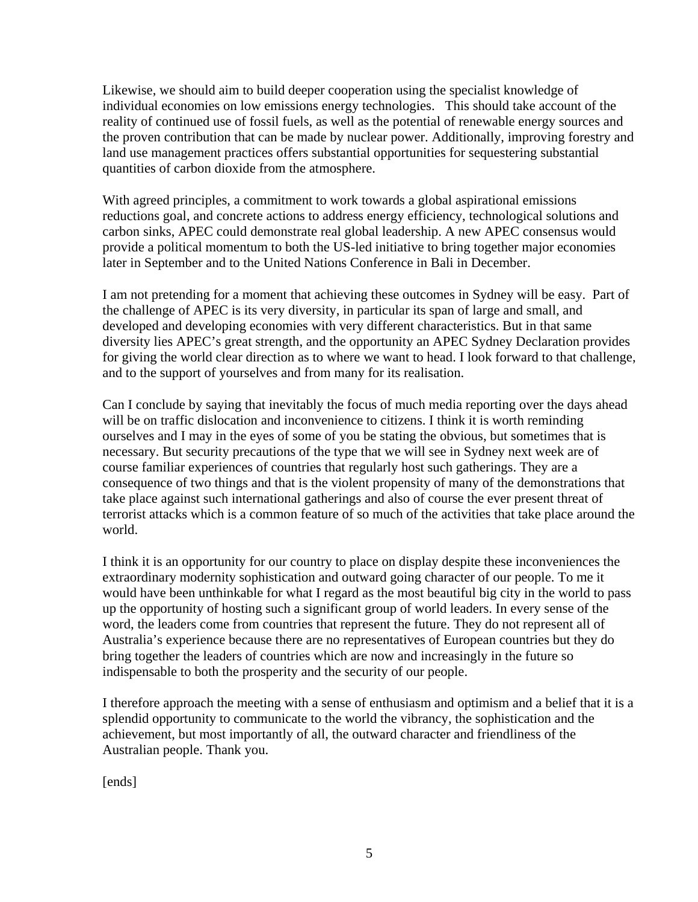Likewise, we should aim to build deeper cooperation using the specialist knowledge of individual economies on low emissions energy technologies. This should take account of the reality of continued use of fossil fuels, as well as the potential of renewable energy sources and the proven contribution that can be made by nuclear power. Additionally, improving forestry and land use management practices offers substantial opportunities for sequestering substantial quantities of carbon dioxide from the atmosphere.

With agreed principles, a commitment to work towards a global aspirational emissions reductions goal, and concrete actions to address energy efficiency, technological solutions and carbon sinks, APEC could demonstrate real global leadership. A new APEC consensus would provide a political momentum to both the US-led initiative to bring together major economies later in September and to the United Nations Conference in Bali in December.

I am not pretending for a moment that achieving these outcomes in Sydney will be easy. Part of the challenge of APEC is its very diversity, in particular its span of large and small, and developed and developing economies with very different characteristics. But in that same diversity lies APEC's great strength, and the opportunity an APEC Sydney Declaration provides for giving the world clear direction as to where we want to head. I look forward to that challenge, and to the support of yourselves and from many for its realisation.

Can I conclude by saying that inevitably the focus of much media reporting over the days ahead will be on traffic dislocation and inconvenience to citizens. I think it is worth reminding ourselves and I may in the eyes of some of you be stating the obvious, but sometimes that is necessary. But security precautions of the type that we will see in Sydney next week are of course familiar experiences of countries that regularly host such gatherings. They are a consequence of two things and that is the violent propensity of many of the demonstrations that take place against such international gatherings and also of course the ever present threat of terrorist attacks which is a common feature of so much of the activities that take place around the world.

I think it is an opportunity for our country to place on display despite these inconveniences the extraordinary modernity sophistication and outward going character of our people. To me it would have been unthinkable for what I regard as the most beautiful big city in the world to pass up the opportunity of hosting such a significant group of world leaders. In every sense of the word, the leaders come from countries that represent the future. They do not represent all of Australia's experience because there are no representatives of European countries but they do bring together the leaders of countries which are now and increasingly in the future so indispensable to both the prosperity and the security of our people.

I therefore approach the meeting with a sense of enthusiasm and optimism and a belief that it is a splendid opportunity to communicate to the world the vibrancy, the sophistication and the achievement, but most importantly of all, the outward character and friendliness of the Australian people. Thank you.

[ends]